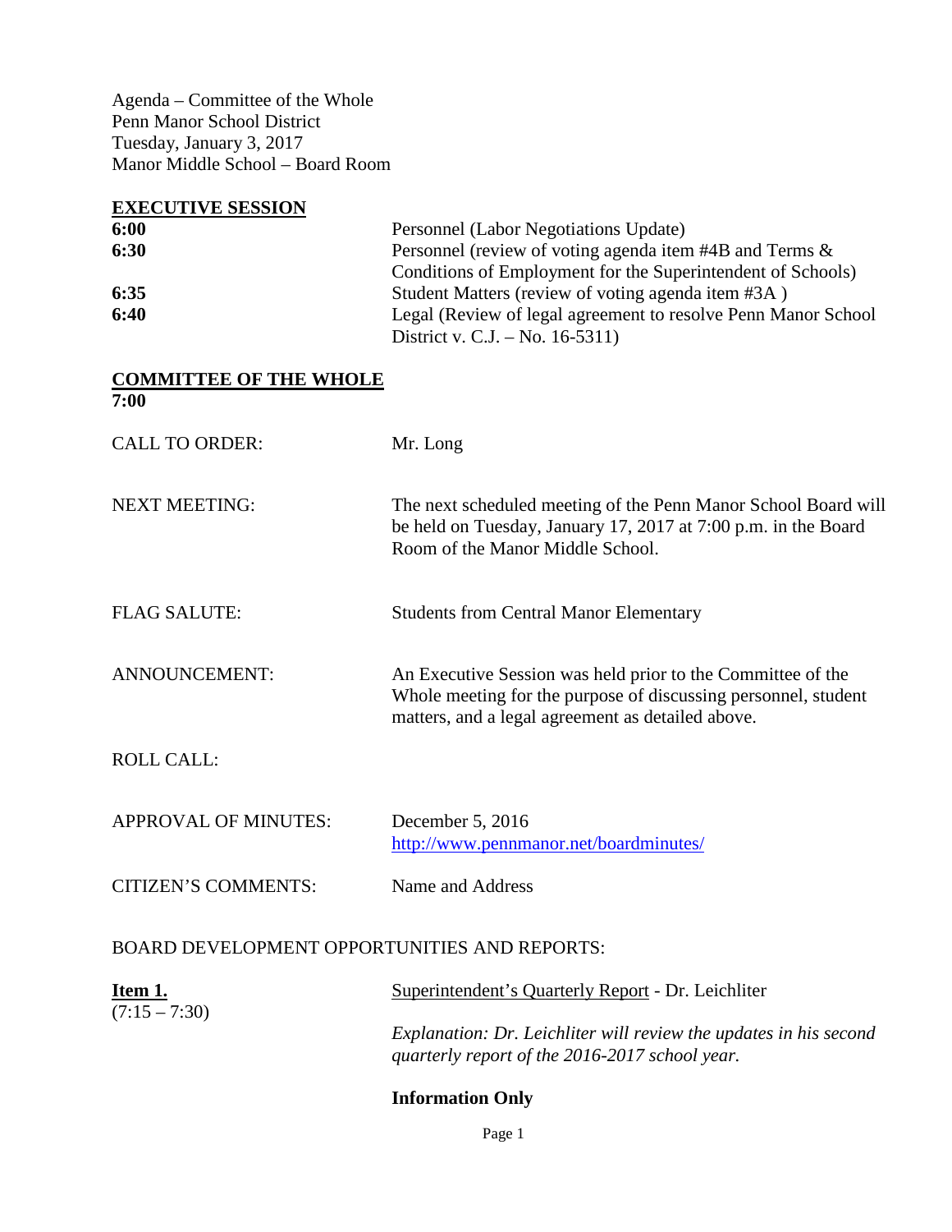Agenda – Committee of the Whole
Penn Manor School District
Tuesday, January 3, 2017
Manor Middle School – Board Room

## EXECUTIVE SESSION

| | |
|---|---|
| **6:00** | Personnel (Labor Negotiations Update) |
| **6:30** | Personnel (review of voting agenda item #4B and Terms & Conditions of Employment for the Superintendent of Schools) |
| **6:35** | Student Matters (review of voting agenda item #3A ) |
| **6:40** | Legal (Review of legal agreement to resolve Penn Manor School District v. C.J. – No. 16-5311) |

## COMMITTEE OF THE WHOLE

**7:00**

CALL TO ORDER: Mr. Long

NEXT MEETING: The next scheduled meeting of the Penn Manor School Board will be held on Tuesday, January 17, 2017 at 7:00 p.m. in the Board Room of the Manor Middle School.

FLAG SALUTE: Students from Central Manor Elementary

ANNOUNCEMENT: An Executive Session was held prior to the Committee of the Whole meeting for the purpose of discussing personnel, student matters, and a legal agreement as detailed above.

ROLL CALL:

APPROVAL OF MINUTES: December 5, 2016
http://www.pennmanor.net/boardminutes/

CITIZEN'S COMMENTS: Name and Address

BOARD DEVELOPMENT OPPORTUNITIES AND REPORTS:

**Item 1.**
(7:15 – 7:30)

Superintendent's Quarterly Report - Dr. Leichliter

*Explanation: Dr. Leichliter will review the updates in his second quarterly report of the 2016-2017 school year.*

**Information Only**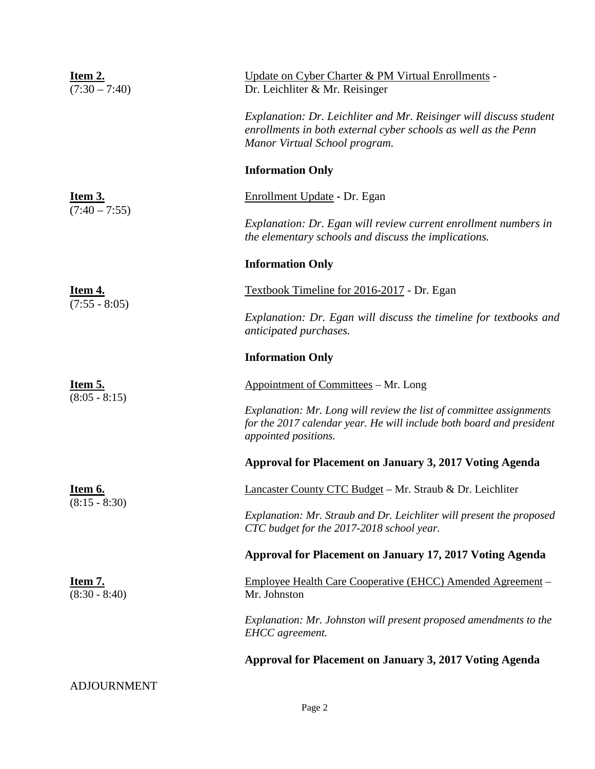**Item 2.**
(7:30 – 7:40)

Update on Cyber Charter & PM Virtual Enrollments - Dr. Leichliter & Mr. Reisinger

*Explanation: Dr. Leichliter and Mr. Reisinger will discuss student enrollments in both external cyber schools as well as the Penn Manor Virtual School program.*

**Information Only**

**Item 3.**
(7:40 – 7:55)

Enrollment Update - Dr. Egan

*Explanation: Dr. Egan will review current enrollment numbers in the elementary schools and discuss the implications.*

**Information Only**

**Item 4.**
(7:55 - 8:05)

Textbook Timeline for 2016-2017 - Dr. Egan

*Explanation: Dr. Egan will discuss the timeline for textbooks and anticipated purchases.*

**Information Only**

**Item 5.**
(8:05 - 8:15)

Appointment of Committees – Mr. Long

*Explanation: Mr. Long will review the list of committee assignments for the 2017 calendar year. He will include both board and president appointed positions.*

**Approval for Placement on January 3, 2017 Voting Agenda**

**Item 6.**
(8:15 - 8:30)

Lancaster County CTC Budget – Mr. Straub & Dr. Leichliter

*Explanation: Mr. Straub and Dr. Leichliter will present the proposed CTC budget for the 2017-2018 school year.*

**Approval for Placement on January 17, 2017 Voting Agenda**

**Item 7.**
(8:30 - 8:40)

Employee Health Care Cooperative (EHCC) Amended Agreement – Mr. Johnston

*Explanation: Mr. Johnston will present proposed amendments to the EHCC agreement.*

**Approval for Placement on January 3, 2017 Voting Agenda**

ADJOURNMENT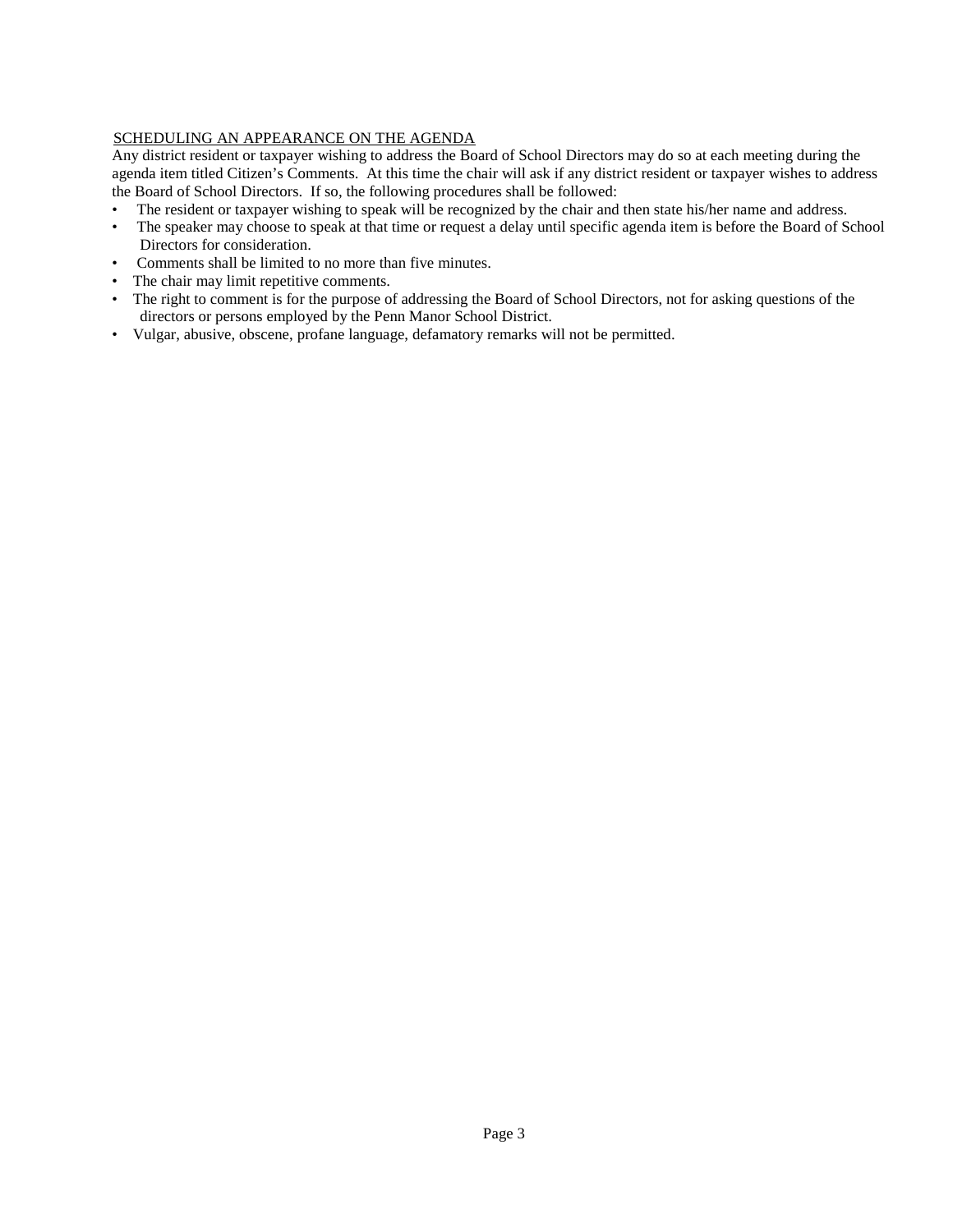## SCHEDULING AN APPEARANCE ON THE AGENDA

Any district resident or taxpayer wishing to address the Board of School Directors may do so at each meeting during the agenda item titled Citizen's Comments. At this time the chair will ask if any district resident or taxpayer wishes to address the Board of School Directors. If so, the following procedures shall be followed:

- The resident or taxpayer wishing to speak will be recognized by the chair and then state his/her name and address.
- The speaker may choose to speak at that time or request a delay until specific agenda item is before the Board of School Directors for consideration.
- Comments shall be limited to no more than five minutes.
- The chair may limit repetitive comments.
- The right to comment is for the purpose of addressing the Board of School Directors, not for asking questions of the directors or persons employed by the Penn Manor School District.
- Vulgar, abusive, obscene, profane language, defamatory remarks will not be permitted.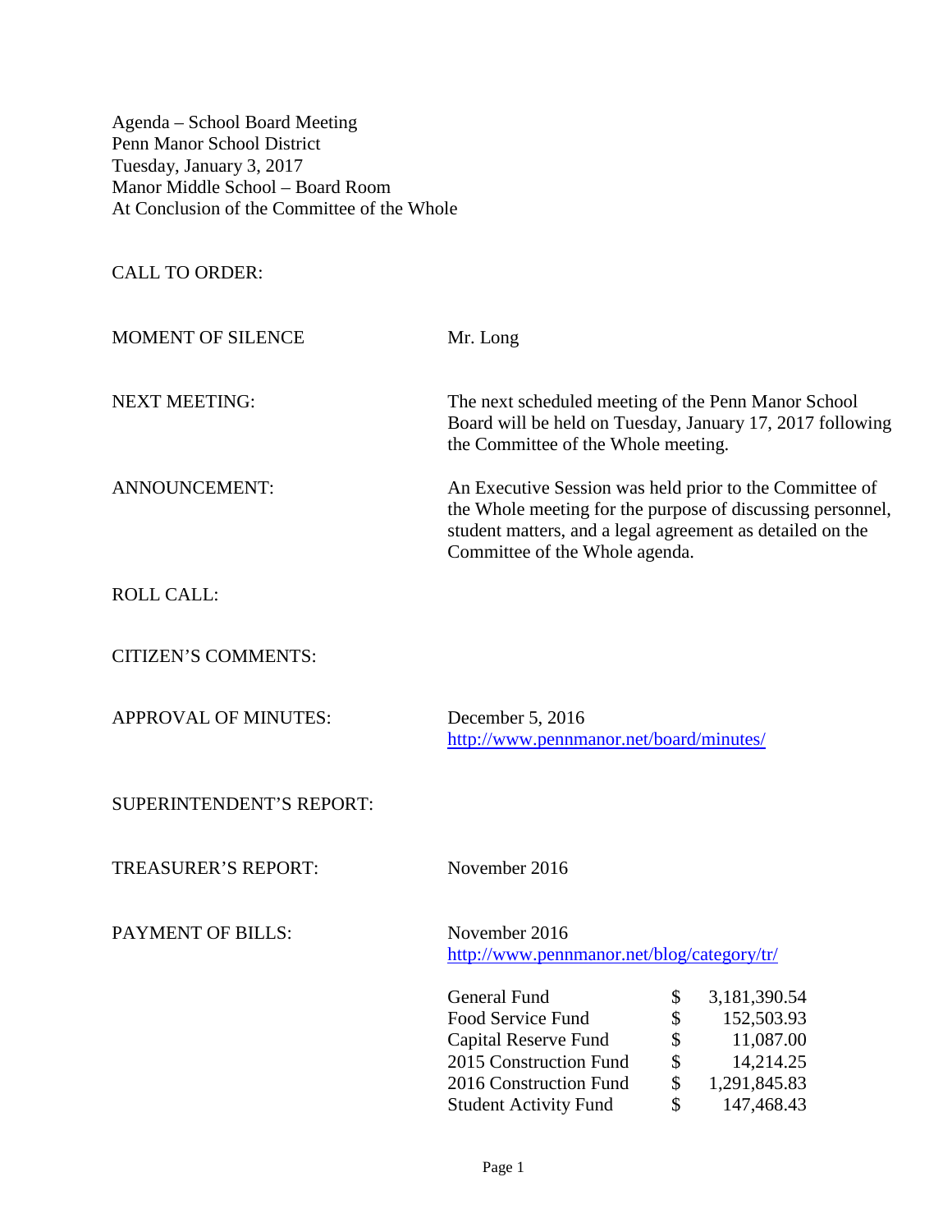Agenda – School Board Meeting
Penn Manor School District
Tuesday, January 3, 2017
Manor Middle School – Board Room
At Conclusion of the Committee of the Whole

CALL TO ORDER:

MOMENT OF SILENCE — Mr. Long

NEXT MEETING: The next scheduled meeting of the Penn Manor School Board will be held on Tuesday, January 17, 2017 following the Committee of the Whole meeting.

ANNOUNCEMENT: An Executive Session was held prior to the Committee of the Whole meeting for the purpose of discussing personnel, student matters, and a legal agreement as detailed on the Committee of the Whole agenda.

ROLL CALL:

CITIZEN'S COMMENTS:

APPROVAL OF MINUTES: December 5, 2016
http://www.pennmanor.net/board/minutes/

SUPERINTENDENT'S REPORT:

TREASURER'S REPORT: November 2016

PAYMENT OF BILLS: November 2016
http://www.pennmanor.net/blog/category/tr/

| Fund | | Amount |
|---|---|---|
| General Fund | $ | 3,181,390.54 |
| Food Service Fund | $ | 152,503.93 |
| Capital Reserve Fund | $ | 11,087.00 |
| 2015 Construction Fund | $ | 14,214.25 |
| 2016 Construction Fund | $ | 1,291,845.83 |
| Student Activity Fund | $ | 147,468.43 |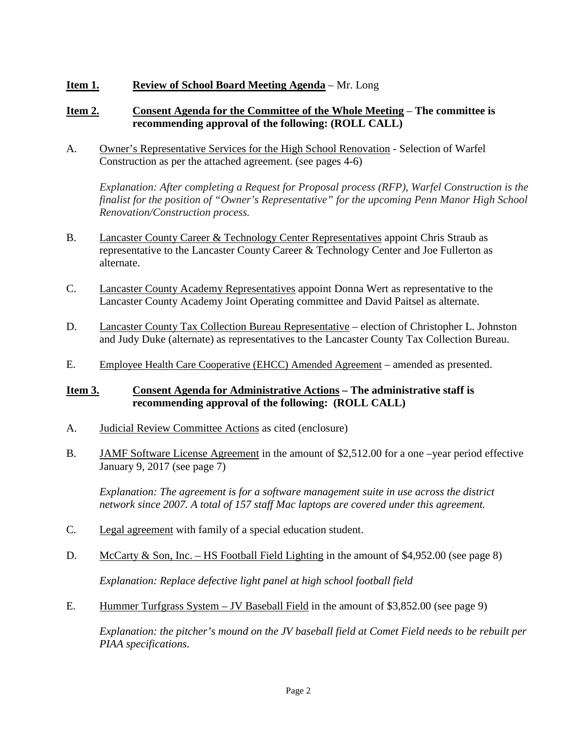**Item 1.** **<u>Review of School Board Meeting Agenda</u>** – Mr. Long

**Item 2.** **<u>Consent Agenda for the Committee of the Whole Meeting</u> – The committee is recommending approval of the following: (ROLL CALL)**

A. <u>Owner's Representative Services for the High School Renovation</u> - Selection of Warfel Construction as per the attached agreement. (see pages 4-6)

*Explanation: After completing a Request for Proposal process (RFP), Warfel Construction is the finalist for the position of "Owner's Representative" for the upcoming Penn Manor High School Renovation/Construction process.*

B. <u>Lancaster County Career & Technology Center Representatives</u> appoint Chris Straub as representative to the Lancaster County Career & Technology Center and Joe Fullerton as alternate.

C. <u>Lancaster County Academy Representatives</u> appoint Donna Wert as representative to the Lancaster County Academy Joint Operating committee and David Paitsel as alternate.

D. <u>Lancaster County Tax Collection Bureau Representative</u> – election of Christopher L. Johnston and Judy Duke (alternate) as representatives to the Lancaster County Tax Collection Bureau.

E. <u>Employee Health Care Cooperative (EHCC) Amended Agreement</u> – amended as presented.

**Item 3.** **<u>Consent Agenda for Administrative Actions</u> – The administrative staff is recommending approval of the following: (ROLL CALL)**

A. <u>Judicial Review Committee Actions</u> as cited (enclosure)

B. <u>JAMF Software License Agreement</u> in the amount of $2,512.00 for a one –year period effective January 9, 2017 (see page 7)

*Explanation: The agreement is for a software management suite in use across the district network since 2007. A total of 157 staff Mac laptops are covered under this agreement.*

C. <u>Legal agreement</u> with family of a special education student.

D. <u>McCarty & Son, Inc. – HS Football Field Lighting</u> in the amount of $4,952.00 (see page 8)

*Explanation: Replace defective light panel at high school football field*

E. <u>Hummer Turfgrass System – JV Baseball Field</u> in the amount of $3,852.00 (see page 9)

*Explanation: the pitcher's mound on the JV baseball field at Comet Field needs to be rebuilt per PIAA specifications.*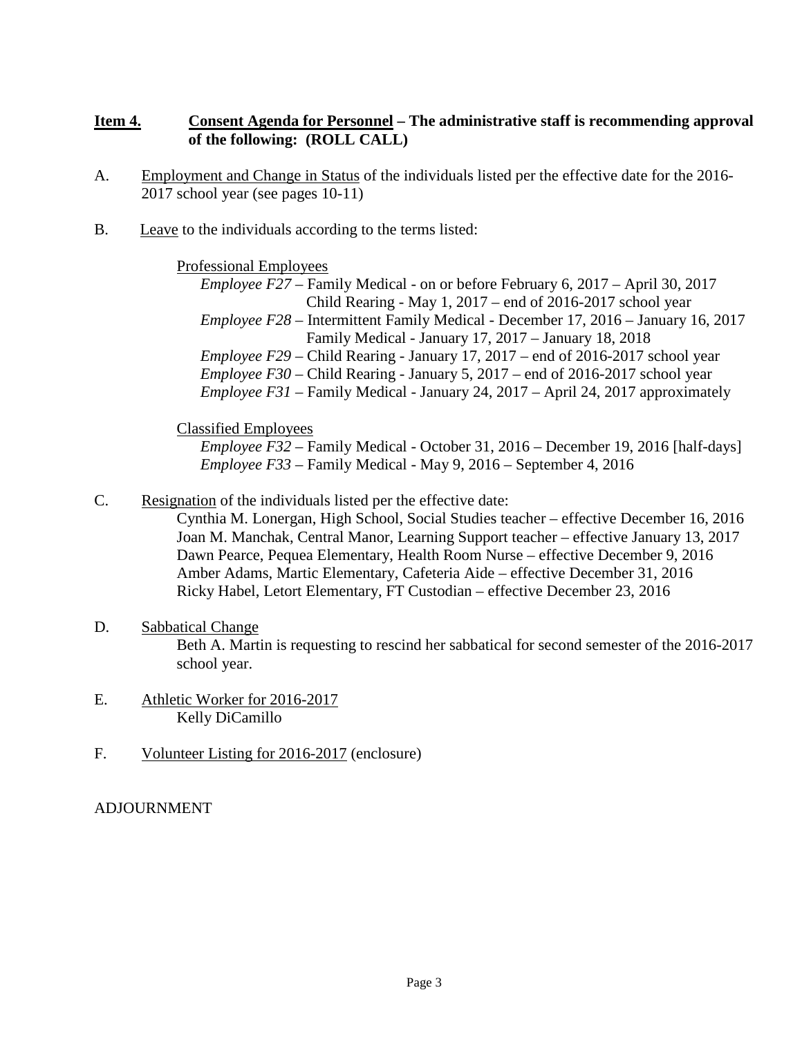**Item 4.** **Consent Agenda for Personnel – The administrative staff is recommending approval of the following: (ROLL CALL)**

A. Employment and Change in Status of the individuals listed per the effective date for the 2016-2017 school year (see pages 10-11)

B. Leave to the individuals according to the terms listed:

Professional Employees

*Employee F27* – Family Medical - on or before February 6, 2017 – April 30, 2017
Child Rearing - May 1, 2017 – end of 2016-2017 school year

*Employee F28* – Intermittent Family Medical - December 17, 2016 – January 16, 2017
Family Medical - January 17, 2017 – January 18, 2018

*Employee F29* – Child Rearing - January 17, 2017 – end of 2016-2017 school year

*Employee F30* – Child Rearing - January 5, 2017 – end of 2016-2017 school year

*Employee F31* – Family Medical - January 24, 2017 – April 24, 2017 approximately

Classified Employees

*Employee F32* – Family Medical - October 31, 2016 – December 19, 2016 [half-days]

*Employee F33* – Family Medical - May 9, 2016 – September 4, 2016

C. Resignation of the individuals listed per the effective date:

Cynthia M. Lonergan, High School, Social Studies teacher – effective December 16, 2016
Joan M. Manchak, Central Manor, Learning Support teacher – effective January 13, 2017
Dawn Pearce, Pequea Elementary, Health Room Nurse – effective December 9, 2016
Amber Adams, Martic Elementary, Cafeteria Aide – effective December 31, 2016
Ricky Habel, Letort Elementary, FT Custodian – effective December 23, 2016

D. Sabbatical Change

Beth A. Martin is requesting to rescind her sabbatical for second semester of the 2016-2017 school year.

E. Athletic Worker for 2016-2017

Kelly DiCamillo

F. Volunteer Listing for 2016-2017 (enclosure)

ADJOURNMENT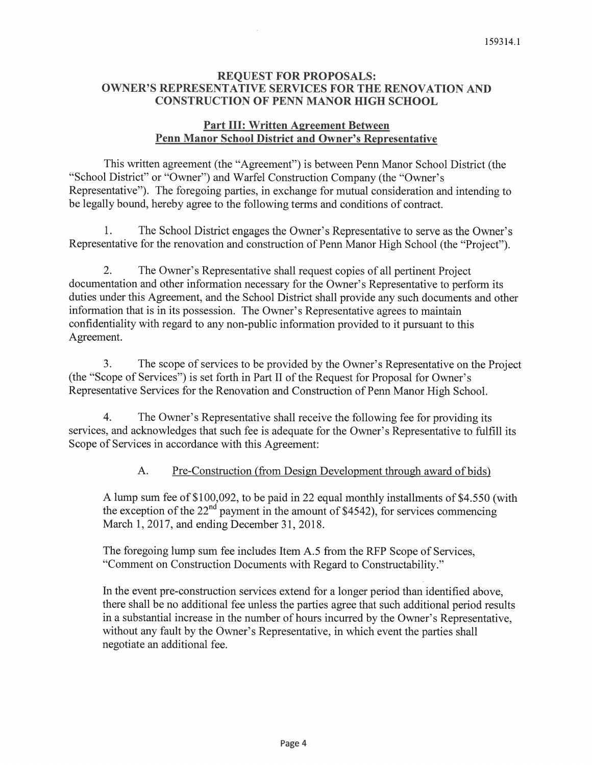159314.1

**REQUEST FOR PROPOSALS:**
**OWNER'S REPRESENTATIVE SERVICES FOR THE RENOVATION AND CONSTRUCTION OF PENN MANOR HIGH SCHOOL**

**Part III: Written Agreement Between Penn Manor School District and Owner's Representative**

This written agreement (the "Agreement") is between Penn Manor School District (the "School District" or "Owner") and Warfel Construction Company (the "Owner's Representative"). The foregoing parties, in exchange for mutual consideration and intending to be legally bound, hereby agree to the following terms and conditions of contract.

1. The School District engages the Owner's Representative to serve as the Owner's Representative for the renovation and construction of Penn Manor High School (the "Project").

2. The Owner's Representative shall request copies of all pertinent Project documentation and other information necessary for the Owner's Representative to perform its duties under this Agreement, and the School District shall provide any such documents and other information that is in its possession. The Owner's Representative agrees to maintain confidentiality with regard to any non-public information provided to it pursuant to this Agreement.

3. The scope of services to be provided by the Owner's Representative on the Project (the "Scope of Services") is set forth in Part II of the Request for Proposal for Owner's Representative Services for the Renovation and Construction of Penn Manor High School.

4. The Owner's Representative shall receive the following fee for providing its services, and acknowledges that such fee is adequate for the Owner's Representative to fulfill its Scope of Services in accordance with this Agreement:

A. Pre-Construction (from Design Development through award of bids)

A lump sum fee of $100,092, to be paid in 22 equal monthly installments of $4.550 (with the exception of the 22nd payment in the amount of $4542), for services commencing March 1, 2017, and ending December 31, 2018.

The foregoing lump sum fee includes Item A.5 from the RFP Scope of Services, "Comment on Construction Documents with Regard to Constructability."

In the event pre-construction services extend for a longer period than identified above, there shall be no additional fee unless the parties agree that such additional period results in a substantial increase in the number of hours incurred by the Owner's Representative, without any fault by the Owner's Representative, in which event the parties shall negotiate an additional fee.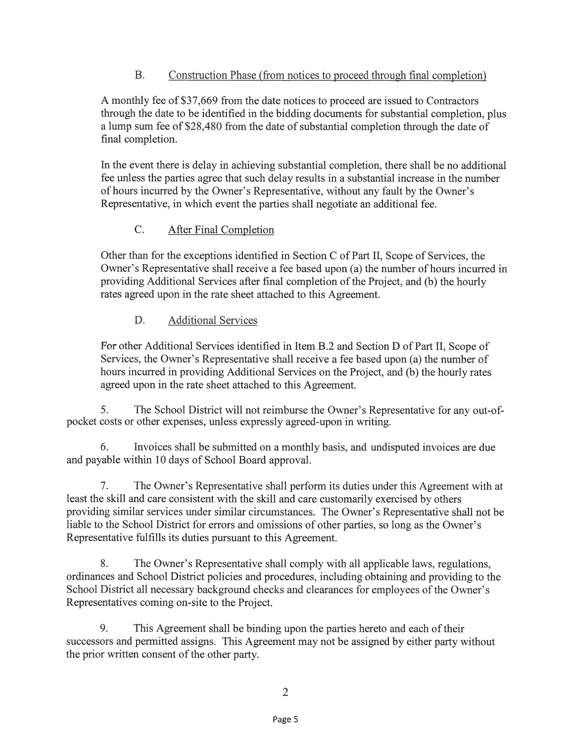B. <u>Construction Phase (from notices to proceed through final completion)</u>

A monthly fee of $37,669 from the date notices to proceed are issued to Contractors through the date to be identified in the bidding documents for substantial completion, plus a lump sum fee of $28,480 from the date of substantial completion through the date of final completion.

In the event there is delay in achieving substantial completion, there shall be no additional fee unless the parties agree that such delay results in a substantial increase in the number of hours incurred by the Owner's Representative, without any fault by the Owner's Representative, in which event the parties shall negotiate an additional fee.

C. <u>After Final Completion</u>

Other than for the exceptions identified in Section C of Part II, Scope of Services, the Owner's Representative shall receive a fee based upon (a) the number of hours incurred in providing Additional Services after final completion of the Project, and (b) the hourly rates agreed upon in the rate sheet attached to this Agreement.

D. <u>Additional Services</u>

For other Additional Services identified in Item B.2 and Section D of Part II, Scope of Services, the Owner's Representative shall receive a fee based upon (a) the number of hours incurred in providing Additional Services on the Project, and (b) the hourly rates agreed upon in the rate sheet attached to this Agreement.

5. The School District will not reimburse the Owner's Representative for any out-of-pocket costs or other expenses, unless expressly agreed-upon in writing.

6. Invoices shall be submitted on a monthly basis, and undisputed invoices are due and payable within 10 days of School Board approval.

7. The Owner's Representative shall perform its duties under this Agreement with at least the skill and care consistent with the skill and care customarily exercised by others providing similar services under similar circumstances. The Owner's Representative shall not be liable to the School District for errors and omissions of other parties, so long as the Owner's Representative fulfills its duties pursuant to this Agreement.

8. The Owner's Representative shall comply with all applicable laws, regulations, ordinances and School District policies and procedures, including obtaining and providing to the School District all necessary background checks and clearances for employees of the Owner's Representatives coming on-site to the Project.

9. This Agreement shall be binding upon the parties hereto and each of their successors and permitted assigns. This Agreement may not be assigned by either party without the prior written consent of the other party.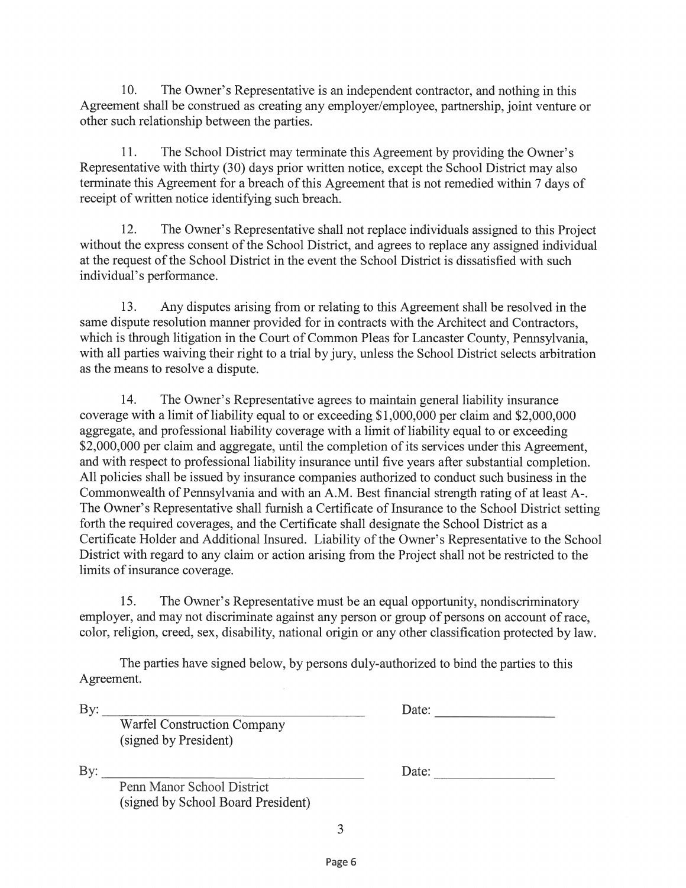10. The Owner's Representative is an independent contractor, and nothing in this Agreement shall be construed as creating any employer/employee, partnership, joint venture or other such relationship between the parties.

11. The School District may terminate this Agreement by providing the Owner's Representative with thirty (30) days prior written notice, except the School District may also terminate this Agreement for a breach of this Agreement that is not remedied within 7 days of receipt of written notice identifying such breach.

12. The Owner's Representative shall not replace individuals assigned to this Project without the express consent of the School District, and agrees to replace any assigned individual at the request of the School District in the event the School District is dissatisfied with such individual's performance.

13. Any disputes arising from or relating to this Agreement shall be resolved in the same dispute resolution manner provided for in contracts with the Architect and Contractors, which is through litigation in the Court of Common Pleas for Lancaster County, Pennsylvania, with all parties waiving their right to a trial by jury, unless the School District selects arbitration as the means to resolve a dispute.

14. The Owner's Representative agrees to maintain general liability insurance coverage with a limit of liability equal to or exceeding $1,000,000 per claim and $2,000,000 aggregate, and professional liability coverage with a limit of liability equal to or exceeding $2,000,000 per claim and aggregate, until the completion of its services under this Agreement, and with respect to professional liability insurance until five years after substantial completion. All policies shall be issued by insurance companies authorized to conduct such business in the Commonwealth of Pennsylvania and with an A.M. Best financial strength rating of at least A-. The Owner's Representative shall furnish a Certificate of Insurance to the School District setting forth the required coverages, and the Certificate shall designate the School District as a Certificate Holder and Additional Insured. Liability of the Owner's Representative to the School District with regard to any claim or action arising from the Project shall not be restricted to the limits of insurance coverage.

15. The Owner's Representative must be an equal opportunity, nondiscriminatory employer, and may not discriminate against any person or group of persons on account of race, color, religion, creed, sex, disability, national origin or any other classification protected by law.

The parties have signed below, by persons duly-authorized to bind the parties to this Agreement.

By: ______________________________ Date: ______________
Warfel Construction Company
(signed by President)

By: ______________________________ Date: ______________
Penn Manor School District
(signed by School Board President)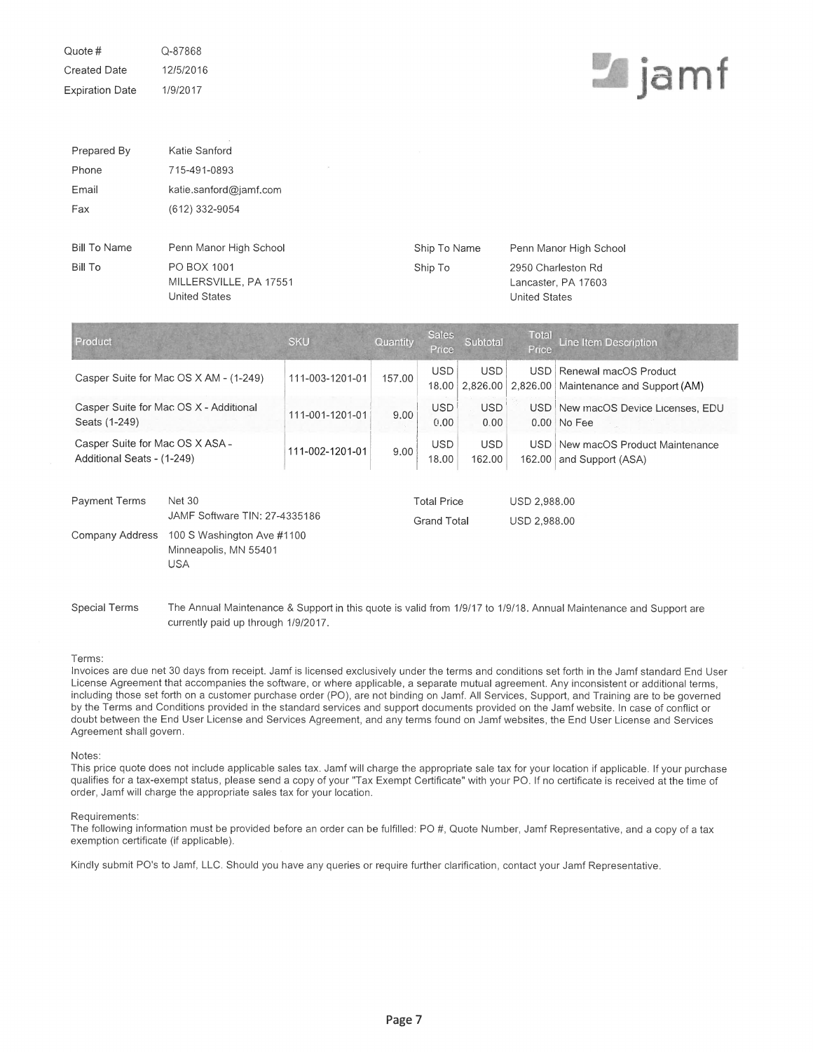| | |
|---|---|
| Quote # | Q-87868 |
| Created Date | 12/5/2016 |
| Expiration Date | 1/9/2017 |

jamf

| | |
|---|---|
| Prepared By | Katie Sanford |
| Phone | 715-491-0893 |
| Email | katie.sanford@jamf.com |
| Fax | (612) 332-9054 |

| | | | |
|---|---|---|---|
| Bill To Name | Penn Manor High School | Ship To Name | Penn Manor High School |
| Bill To | PO BOX 1001<br>MILLERSVILLE, PA 17551<br>United States | Ship To | 2950 Charleston Rd<br>Lancaster, PA 17603<br>United States |

| Product | SKU | Quantity | Sales Price | Subtotal | Total Price | Line Item Description |
|---|---|---|---|---|---|---|
| Casper Suite for Mac OS X AM - (1-249) | 111-003-1201-01 | 157.00 | USD 18.00 | USD 2,826.00 | USD 2,826.00 | Renewal macOS Product Maintenance and Support (AM) |
| Casper Suite for Mac OS X - Additional Seats (1-249) | 111-001-1201-01 | 9.00 | USD 0.00 | USD 0.00 | USD 0.00 | New macOS Device Licenses, EDU No Fee |
| Casper Suite for Mac OS X ASA - Additional Seats - (1-249) | 111-002-1201-01 | 9.00 | USD 18.00 | USD 162.00 | USD 162.00 | New macOS Product Maintenance and Support (ASA) |

| | | | |
|---|---|---|---|
| Payment Terms | Net 30<br>JAMF Software TIN: 27-4335186 | Total Price | USD 2,988.00 |
| | | Grand Total | USD 2,988.00 |
| Company Address | 100 S Washington Ave #1100<br>Minneapolis, MN 55401<br>USA | | |

Special Terms: The Annual Maintenance & Support in this quote is valid from 1/9/17 to 1/9/18. Annual Maintenance and Support are currently paid up through 1/9/2017.

Terms:
Invoices are due net 30 days from receipt. Jamf is licensed exclusively under the terms and conditions set forth in the Jamf standard End User License Agreement that accompanies the software, or where applicable, a separate mutual agreement. Any inconsistent or additional terms, including those set forth on a customer purchase order (PO), are not binding on Jamf. All Services, Support, and Training are to be governed by the Terms and Conditions provided in the standard services and support documents provided on the Jamf website. In case of conflict or doubt between the End User License and Services Agreement, and any terms found on Jamf websites, the End User License and Services Agreement shall govern.

Notes:
This price quote does not include applicable sales tax. Jamf will charge the appropriate sale tax for your location if applicable. If your purchase qualifies for a tax-exempt status, please send a copy of your "Tax Exempt Certificate" with your PO. If no certificate is received at the time of order, Jamf will charge the appropriate sales tax for your location.

Requirements:
The following information must be provided before an order can be fulfilled: PO #, Quote Number, Jamf Representative, and a copy of a tax exemption certificate (if applicable).

Kindly submit PO's to Jamf, LLC. Should you have any queries or require further clarification, contact your Jamf Representative.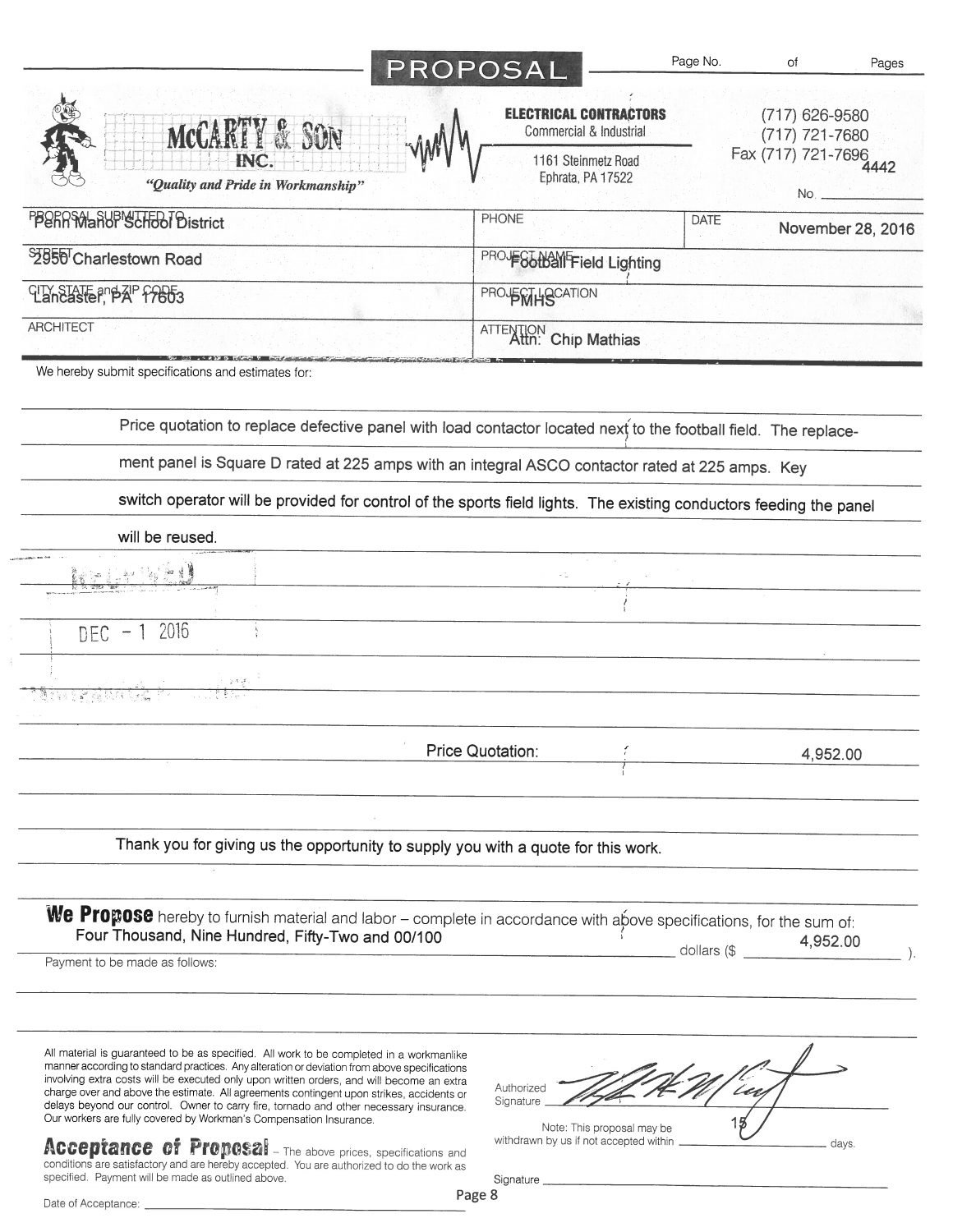# PROPOSAL

Page No. of Pages

**McCARTY & SON INC.**
*"Quality and Pride in Workmanship"*

**ELECTRICAL CONTRACTORS**
Commercial & Industrial
1161 Steinmetz Road
Ephrata, PA 17522

(717) 626-9580
(717) 721-7680
Fax (717) 721-7696

No. 4442

| PROPOSAL SUBMITTED TO: Penn Manor School District | PHONE | DATE: November 28, 2016 |
|---|---|---|
| STREET: 2950 Charlestown Road | PROJECT NAME: Football Field Lighting | |
| CITY, STATE and ZIP CODE: Lancaster, PA 17603 | PROJECT LOCATION: PMHS | |
| ARCHITECT | ATTENTION: Attn: Chip Mathias | |

We hereby submit specifications and estimates for:

Price quotation to replace defective panel with load contactor located next to the football field. The replacement panel is Square D rated at 225 amps with an integral ASCO contactor rated at 225 amps. Key switch operator will be provided for control of the sports field lights. The existing conductors feeding the panel will be reused.

RECEIVED
DEC - 1 2016

Price Quotation: 4,952.00

Thank you for giving us the opportunity to supply you with a quote for this work.

**We Propose** hereby to furnish material and labor – complete in accordance with above specifications, for the sum of:
Four Thousand, Nine Hundred, Fifty-Two and 00/100 dollars ($ 4,952.00 ).

Payment to be made as follows:

All material is guaranteed to be as specified. All work to be completed in a workmanlike manner according to standard practices. Any alteration or deviation from above specifications involving extra costs will be executed only upon written orders, and will become an extra charge over and above the estimate. All agreements contingent upon strikes, accidents or delays beyond our control. Owner to carry fire, tornado and other necessary insurance. Our workers are fully covered by Workman's Compensation Insurance.

Authorized Signature ____________

Note: This proposal may be withdrawn by us if not accepted within 15 days.

**Acceptance of Proposal** – The above prices, specifications and conditions are satisfactory and are hereby accepted. You are authorized to do the work as specified. Payment will be made as outlined above.

Signature ____________

Date of Acceptance: ____________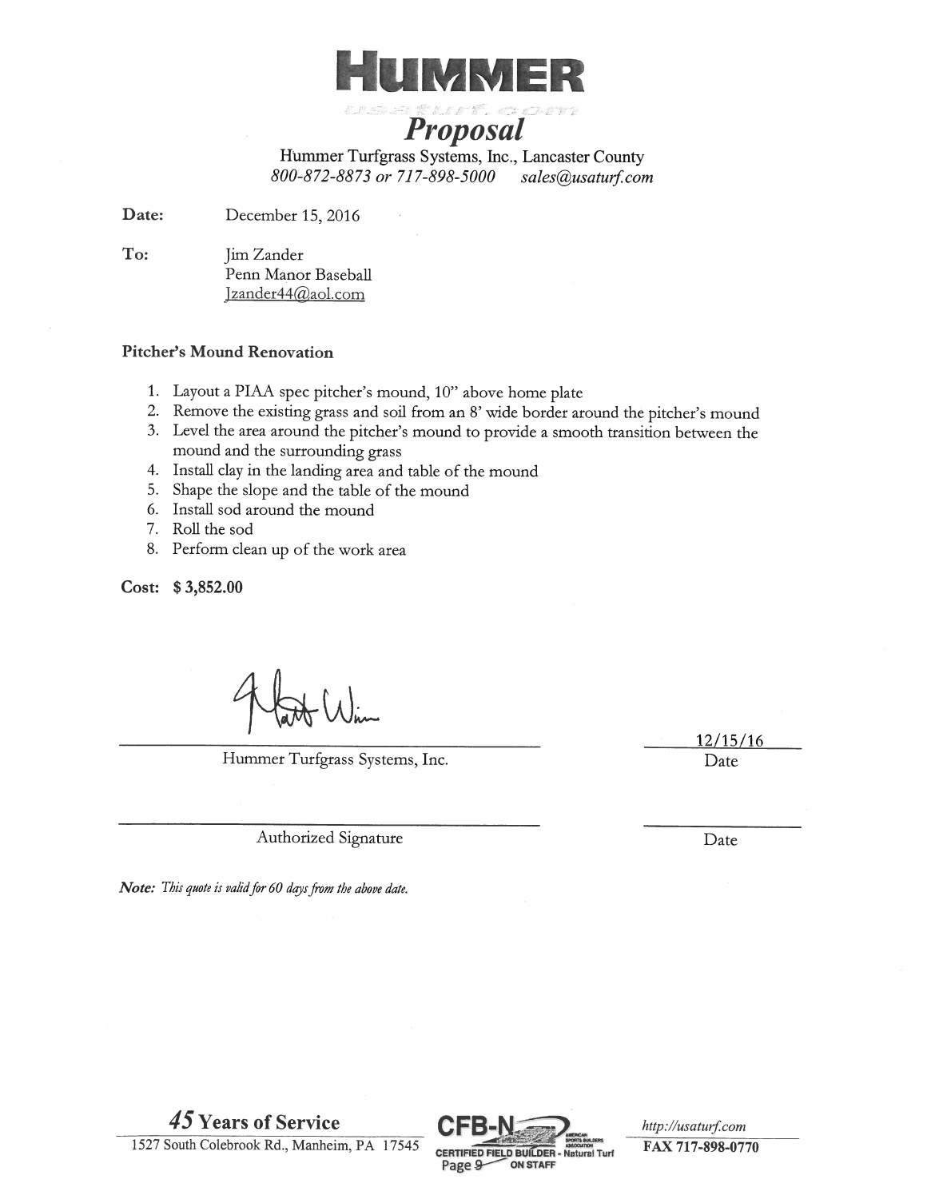# HUMMER

usaturf.com

## *Proposal*

Hummer Turfgrass Systems, Inc., Lancaster County
*800-872-8873 or 717-898-5000* *sales@usaturf.com*

**Date:** December 15, 2016

**To:** Jim Zander
Penn Manor Baseball
Jzander44@aol.com

**Pitcher's Mound Renovation**

1. Layout a PIAA spec pitcher's mound, 10" above home plate
2. Remove the existing grass and soil from an 8' wide border around the pitcher's mound
3. Level the area around the pitcher's mound to provide a smooth transition between the mound and the surrounding grass
4. Install clay in the landing area and table of the mound
5. Shape the slope and the table of the mound
6. Install sod around the mound
7. Roll the sod
8. Perform clean up of the work area

**Cost: $ 3,852.00**

Matt Wi...

Hummer Turfgrass Systems, Inc. — 12/15/16 Date

Authorized Signature — Date

***Note:*** *This quote is valid for 60 days from the above date.*

*45* **Years of Service**
1527 South Colebrook Rd., Manheim, PA 17545

CFB-N CERTIFIED FIELD BUILDER - Natural Turf ON STAFF

*http://usaturf.com*
**FAX 717-898-0770**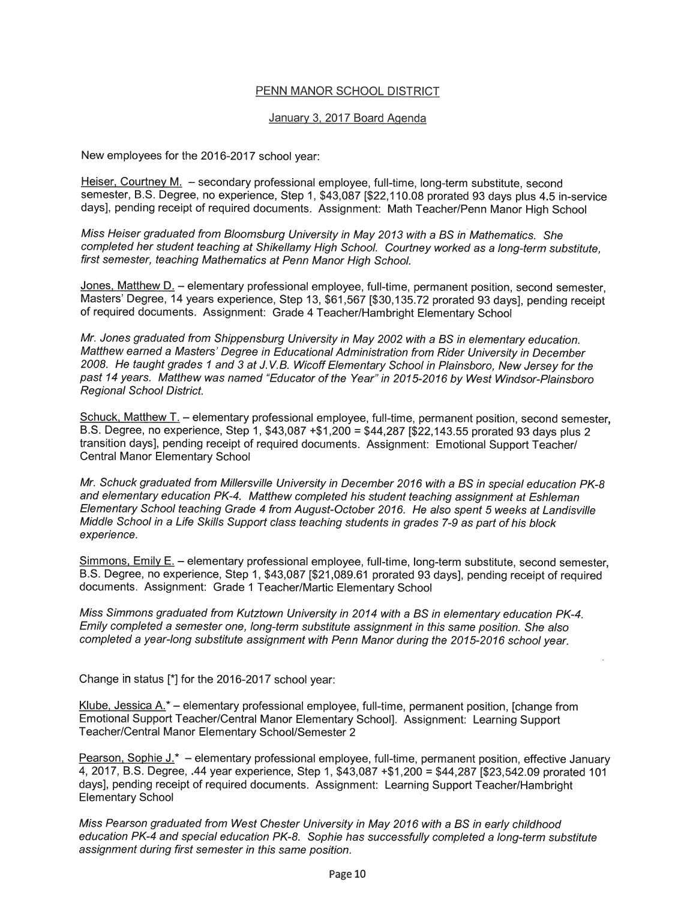PENN MANOR SCHOOL DISTRICT

January 3, 2017 Board Agenda

New employees for the 2016-2017 school year:

Heiser, Courtney M. – secondary professional employee, full-time, long-term substitute, second semester, B.S. Degree, no experience, Step 1, $43,087 [$22,110.08 prorated 93 days plus 4.5 in-service days], pending receipt of required documents. Assignment: Math Teacher/Penn Manor High School

*Miss Heiser graduated from Bloomsburg University in May 2013 with a BS in Mathematics. She completed her student teaching at Shikellamy High School. Courtney worked as a long-term substitute, first semester, teaching Mathematics at Penn Manor High School.*

Jones, Matthew D. – elementary professional employee, full-time, permanent position, second semester, Masters' Degree, 14 years experience, Step 13, $61,567 [$30,135.72 prorated 93 days], pending receipt of required documents. Assignment: Grade 4 Teacher/Hambright Elementary School

*Mr. Jones graduated from Shippensburg University in May 2002 with a BS in elementary education. Matthew earned a Masters' Degree in Educational Administration from Rider University in December 2008. He taught grades 1 and 3 at J.V.B. Wicoff Elementary School in Plainsboro, New Jersey for the past 14 years. Matthew was named "Educator of the Year" in 2015-2016 by West Windsor-Plainsboro Regional School District.*

Schuck, Matthew T. – elementary professional employee, full-time, permanent position, second semester, B.S. Degree, no experience, Step 1, $43,087 +$1,200 = $44,287 [$22,143.55 prorated 93 days plus 2 transition days], pending receipt of required documents. Assignment: Emotional Support Teacher/ Central Manor Elementary School

*Mr. Schuck graduated from Millersville University in December 2016 with a BS in special education PK-8 and elementary education PK-4. Matthew completed his student teaching assignment at Eshleman Elementary School teaching Grade 4 from August-October 2016. He also spent 5 weeks at Landisville Middle School in a Life Skills Support class teaching students in grades 7-9 as part of his block experience.*

Simmons, Emily E. – elementary professional employee, full-time, long-term substitute, second semester, B.S. Degree, no experience, Step 1, $43,087 [$21,089.61 prorated 93 days], pending receipt of required documents. Assignment: Grade 1 Teacher/Martic Elementary School

*Miss Simmons graduated from Kutztown University in 2014 with a BS in elementary education PK-4. Emily completed a semester one, long-term substitute assignment in this same position. She also completed a year-long substitute assignment with Penn Manor during the 2015-2016 school year.*

Change in status [*] for the 2016-2017 school year:

Klube, Jessica A.* – elementary professional employee, full-time, permanent position, [change from Emotional Support Teacher/Central Manor Elementary School]. Assignment: Learning Support Teacher/Central Manor Elementary School/Semester 2

Pearson, Sophie J.* – elementary professional employee, full-time, permanent position, effective January 4, 2017, B.S. Degree, .44 year experience, Step 1, $43,087 +$1,200 = $44,287 [$23,542.09 prorated 101 days], pending receipt of required documents. Assignment: Learning Support Teacher/Hambright Elementary School

*Miss Pearson graduated from West Chester University in May 2016 with a BS in early childhood education PK-4 and special education PK-8. Sophie has successfully completed a long-term substitute assignment during first semester in this same position.*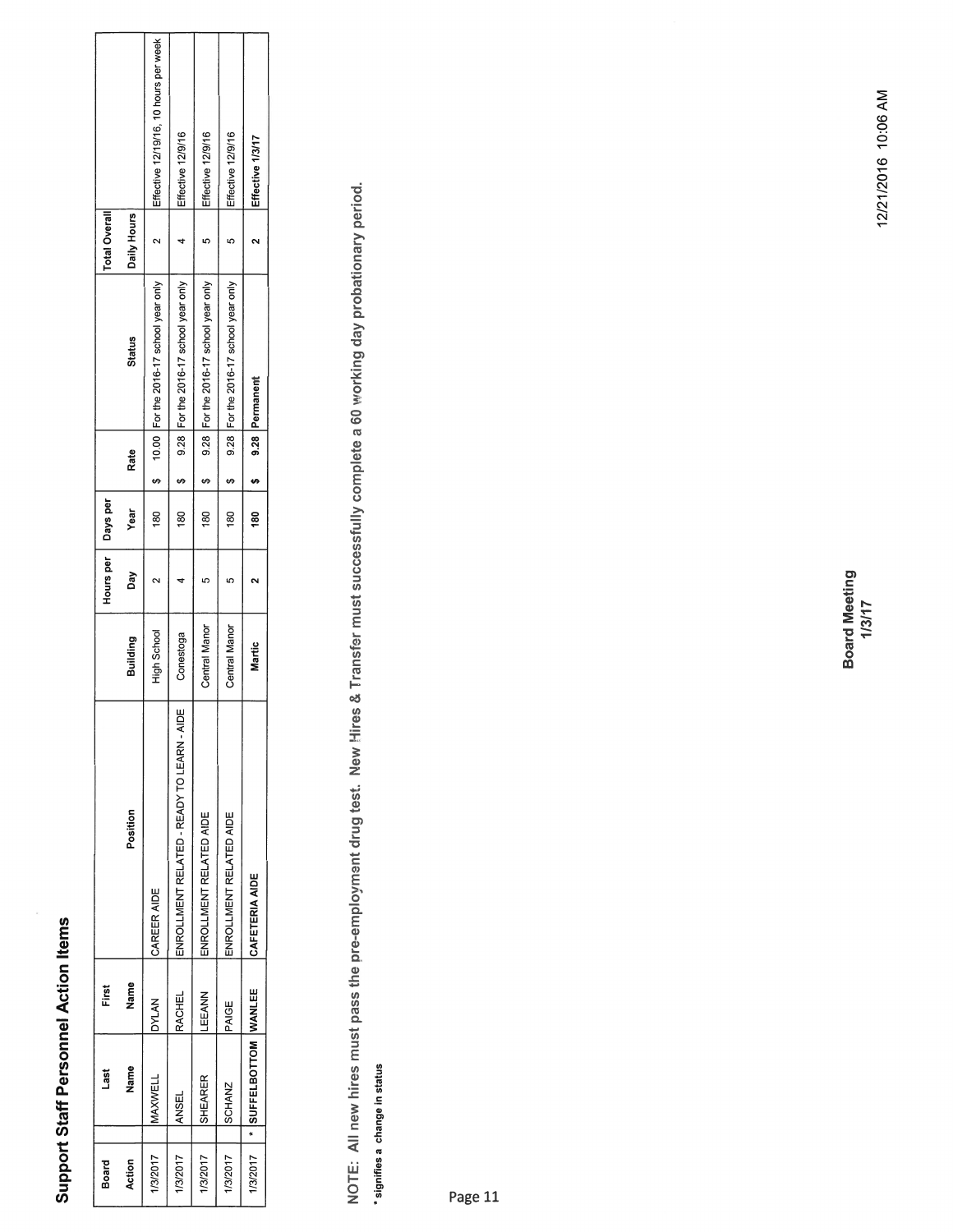## Support Staff Personnel Action Items

| Board Action | | Last Name | First Name | Position | Building | Hours per Day | Days per Year | Rate | Status | Total Overall Daily Hours | |
|---|---|---|---|---|---|---|---|---|---|---|---|
| 1/3/2017 | | MAXWELL | DYLAN | CAREER AIDE | High School | 2 | 180 | $ 10.00 | For the 2016-17 school year only | 2 | Effective 12/19/16, 10 hours per week |
| 1/3/2017 | | ANSEL | RACHEL | ENROLLMENT RELATED - READY TO LEARN - AIDE | Conestoga | 4 | 180 | $ 9.28 | For the 2016-17 school year only | 4 | Effective 12/9/16 |
| 1/3/2017 | | SHEARER | LEEANN | ENROLLMENT RELATED AIDE | Central Manor | 5 | 180 | $ 9.28 | For the 2016-17 school year only | 5 | Effective 12/9/16 |
| 1/3/2017 | | SCHANZ | PAIGE | ENROLLMENT RELATED AIDE | Central Manor | 5 | 180 | $ 9.28 | For the 2016-17 school year only | 5 | Effective 12/9/16 |
| 1/3/2017 | * | **SUFFELBOTTOM** | **WANLEE** | **CAFETERIA AIDE** | **Martic** | **2** | **180** | **$ 9.28** | **Permanent** | **2** | **Effective 1/3/17** |

NOTE: All new hires must pass the pre-employment drug test. New Hires & Transfer must successfully complete a 60 working day probationary period.

**\* signifies a change in status**

**Board Meeting**
**1/3/17**

12/21/2016 10:06 AM